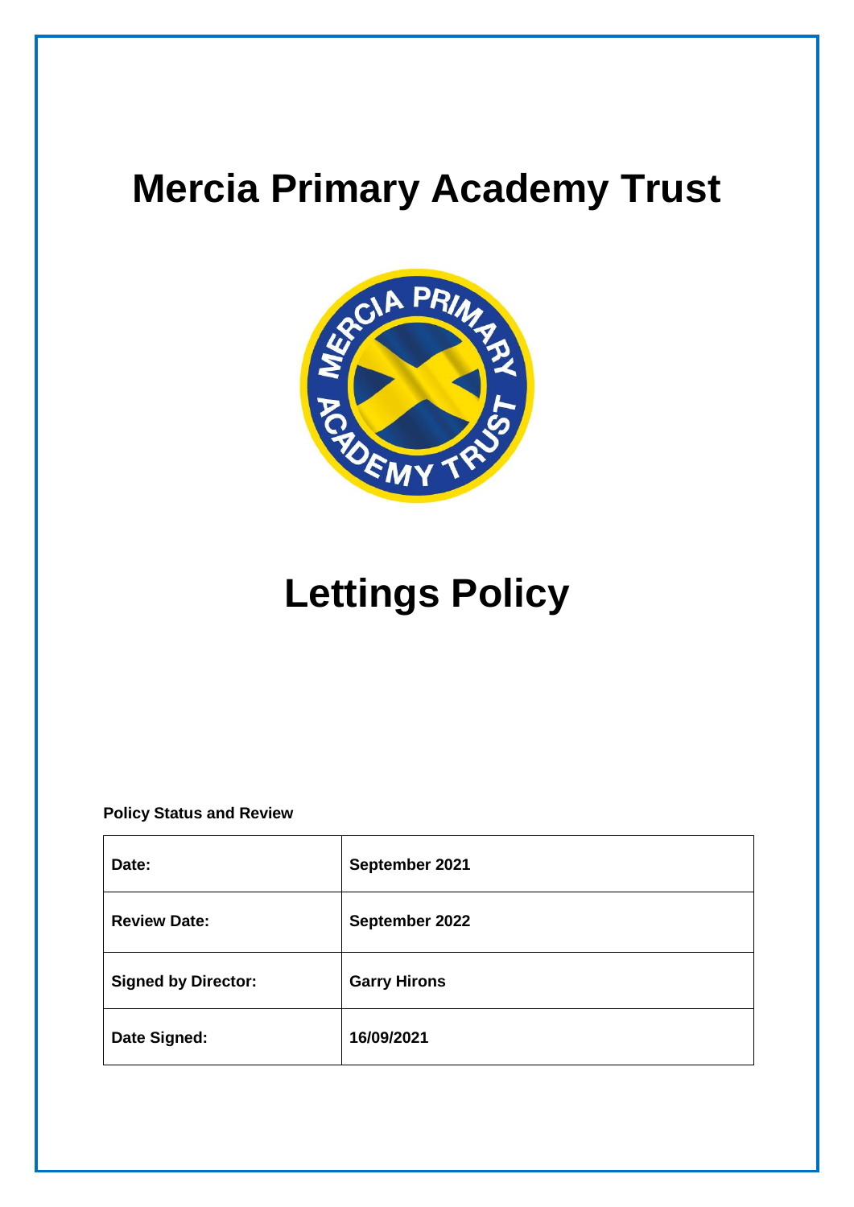# Mercia Primary Academy Trust

# Lettings Policy

**Policy Status and Review**

| Date: | September 2021 |
|---|---|
| Review Date: | September 2022 |
| Signed by Director: | Garry Hirons |
| Date Signed: | 16/09/2021 |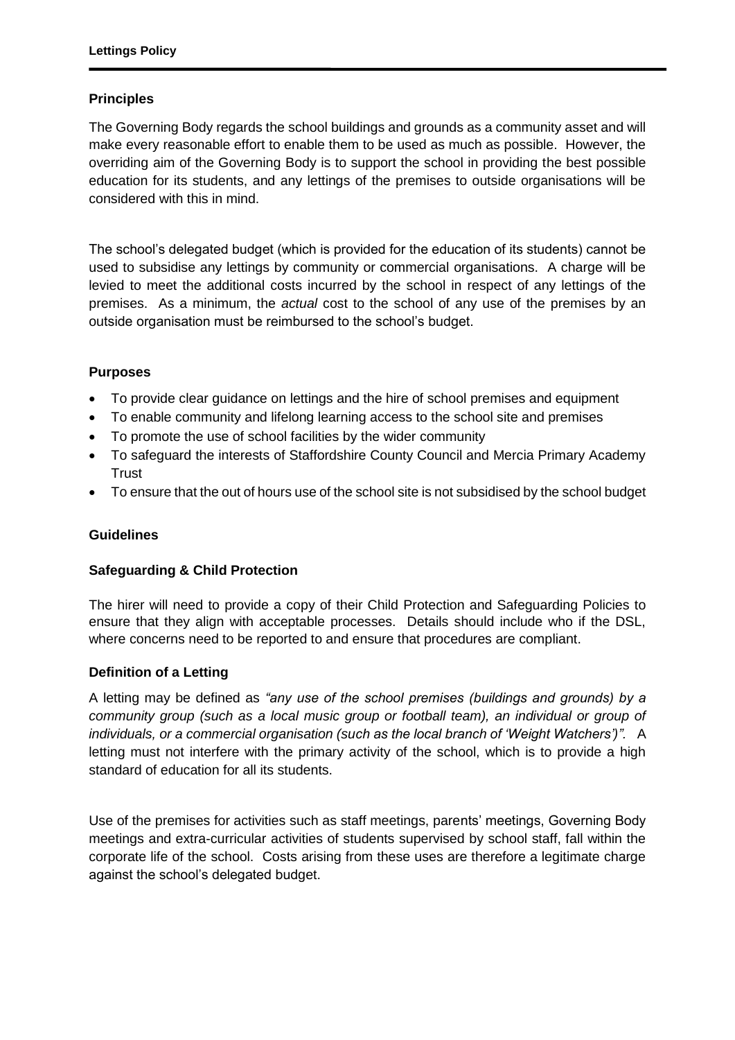### Principles

The Governing Body regards the school buildings and grounds as a community asset and will make every reasonable effort to enable them to be used as much as possible. However, the overriding aim of the Governing Body is to support the school in providing the best possible education for its students, and any lettings of the premises to outside organisations will be considered with this in mind.

The school's delegated budget (which is provided for the education of its students) cannot be used to subsidise any lettings by community or commercial organisations. A charge will be levied to meet the additional costs incurred by the school in respect of any lettings of the premises. As a minimum, the *actual* cost to the school of any use of the premises by an outside organisation must be reimbursed to the school's budget.

### Purposes

- To provide clear guidance on lettings and the hire of school premises and equipment
- To enable community and lifelong learning access to the school site and premises
- To promote the use of school facilities by the wider community
- To safeguard the interests of Staffordshire County Council and Mercia Primary Academy Trust
- To ensure that the out of hours use of the school site is not subsidised by the school budget

### Guidelines

### Safeguarding & Child Protection

The hirer will need to provide a copy of their Child Protection and Safeguarding Policies to ensure that they align with acceptable processes. Details should include who if the DSL, where concerns need to be reported to and ensure that procedures are compliant.

### Definition of a Letting

A letting may be defined as *"any use of the school premises (buildings and grounds) by a community group (such as a local music group or football team), an individual or group of individuals, or a commercial organisation (such as the local branch of 'Weight Watchers')".* A letting must not interfere with the primary activity of the school, which is to provide a high standard of education for all its students.

Use of the premises for activities such as staff meetings, parents' meetings, Governing Body meetings and extra-curricular activities of students supervised by school staff, fall within the corporate life of the school. Costs arising from these uses are therefore a legitimate charge against the school's delegated budget.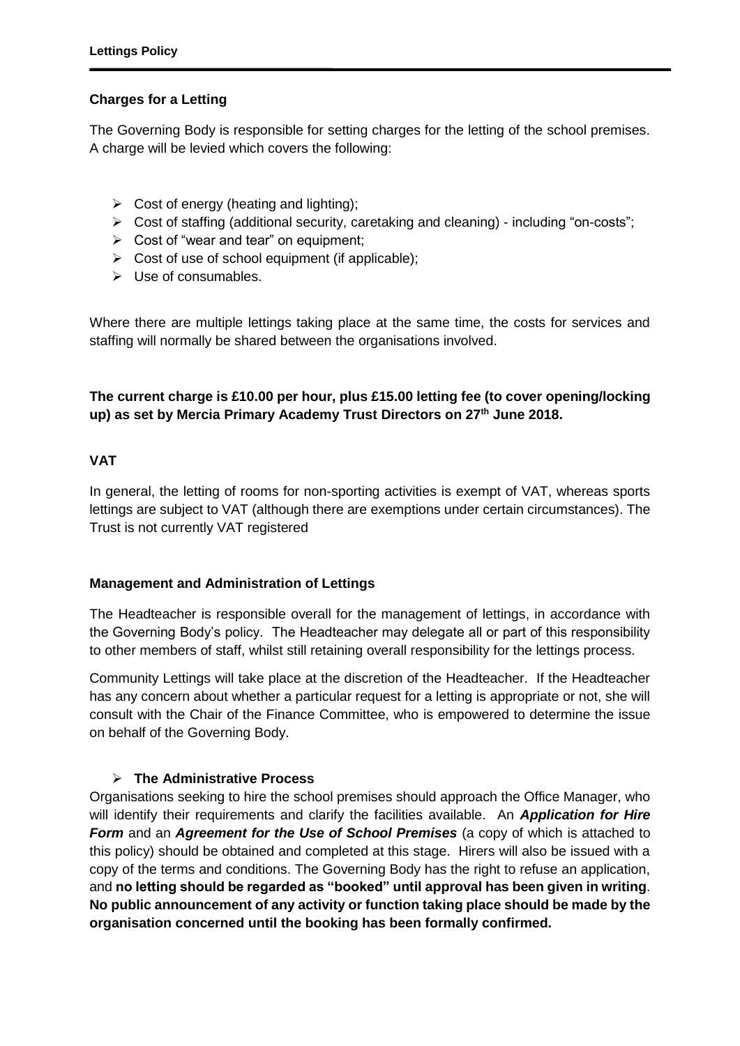## Charges for a Letting

The Governing Body is responsible for setting charges for the letting of the school premises. A charge will be levied which covers the following:

- Cost of energy (heating and lighting);
- Cost of staffing (additional security, caretaking and cleaning) - including "on-costs";
- Cost of "wear and tear" on equipment;
- Cost of use of school equipment (if applicable);
- Use of consumables.

Where there are multiple lettings taking place at the same time, the costs for services and staffing will normally be shared between the organisations involved.

**The current charge is £10.00 per hour, plus £15.00 letting fee (to cover opening/locking up) as set by Mercia Primary Academy Trust Directors on 27th June 2018.**

## VAT

In general, the letting of rooms for non-sporting activities is exempt of VAT, whereas sports lettings are subject to VAT (although there are exemptions under certain circumstances). The Trust is not currently VAT registered

## Management and Administration of Lettings

The Headteacher is responsible overall for the management of lettings, in accordance with the Governing Body's policy. The Headteacher may delegate all or part of this responsibility to other members of staff, whilst still retaining overall responsibility for the lettings process.

Community Lettings will take place at the discretion of the Headteacher. If the Headteacher has any concern about whether a particular request for a letting is appropriate or not, she will consult with the Chair of the Finance Committee, who is empowered to determine the issue on behalf of the Governing Body.

- **The Administrative Process**

Organisations seeking to hire the school premises should approach the Office Manager, who will identify their requirements and clarify the facilities available. An ***Application for Hire Form*** and an ***Agreement for the Use of School Premises*** (a copy of which is attached to this policy) should be obtained and completed at this stage. Hirers will also be issued with a copy of the terms and conditions. The Governing Body has the right to refuse an application, and **no letting should be regarded as "booked" until approval has been given in writing**. **No public announcement of any activity or function taking place should be made by the organisation concerned until the booking has been formally confirmed.**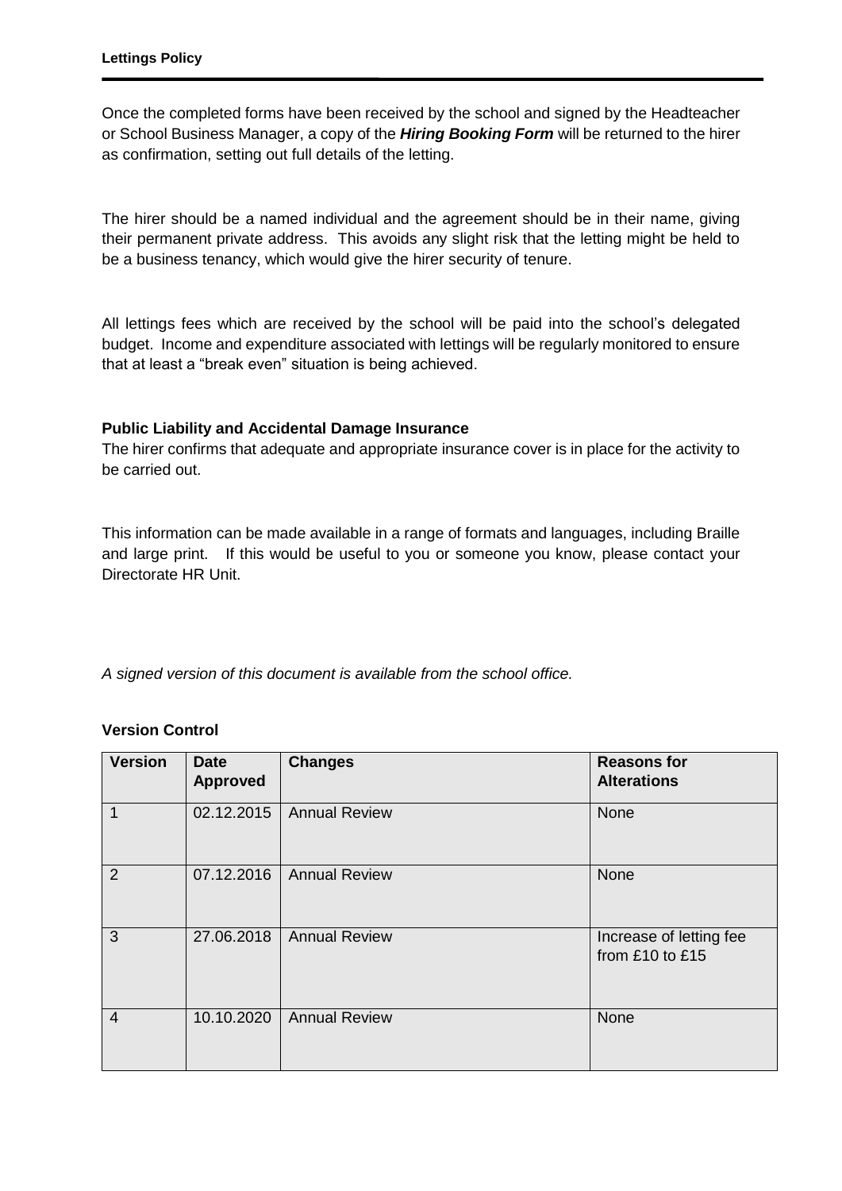Once the completed forms have been received by the school and signed by the Headteacher or School Business Manager, a copy of the ***Hiring Booking Form*** will be returned to the hirer as confirmation, setting out full details of the letting.

The hirer should be a named individual and the agreement should be in their name, giving their permanent private address. This avoids any slight risk that the letting might be held to be a business tenancy, which would give the hirer security of tenure.

All lettings fees which are received by the school will be paid into the school's delegated budget. Income and expenditure associated with lettings will be regularly monitored to ensure that at least a "break even" situation is being achieved.

**Public Liability and Accidental Damage Insurance**

The hirer confirms that adequate and appropriate insurance cover is in place for the activity to be carried out.

This information can be made available in a range of formats and languages, including Braille and large print. If this would be useful to you or someone you know, please contact your Directorate HR Unit.

*A signed version of this document is available from the school office.*

**Version Control**

| Version | Date Approved | Changes | Reasons for Alterations |
|---|---|---|---|
| 1 | 02.12.2015 | Annual Review | None |
| 2 | 07.12.2016 | Annual Review | None |
| 3 | 27.06.2018 | Annual Review | Increase of letting fee from £10 to £15 |
| 4 | 10.10.2020 | Annual Review | None |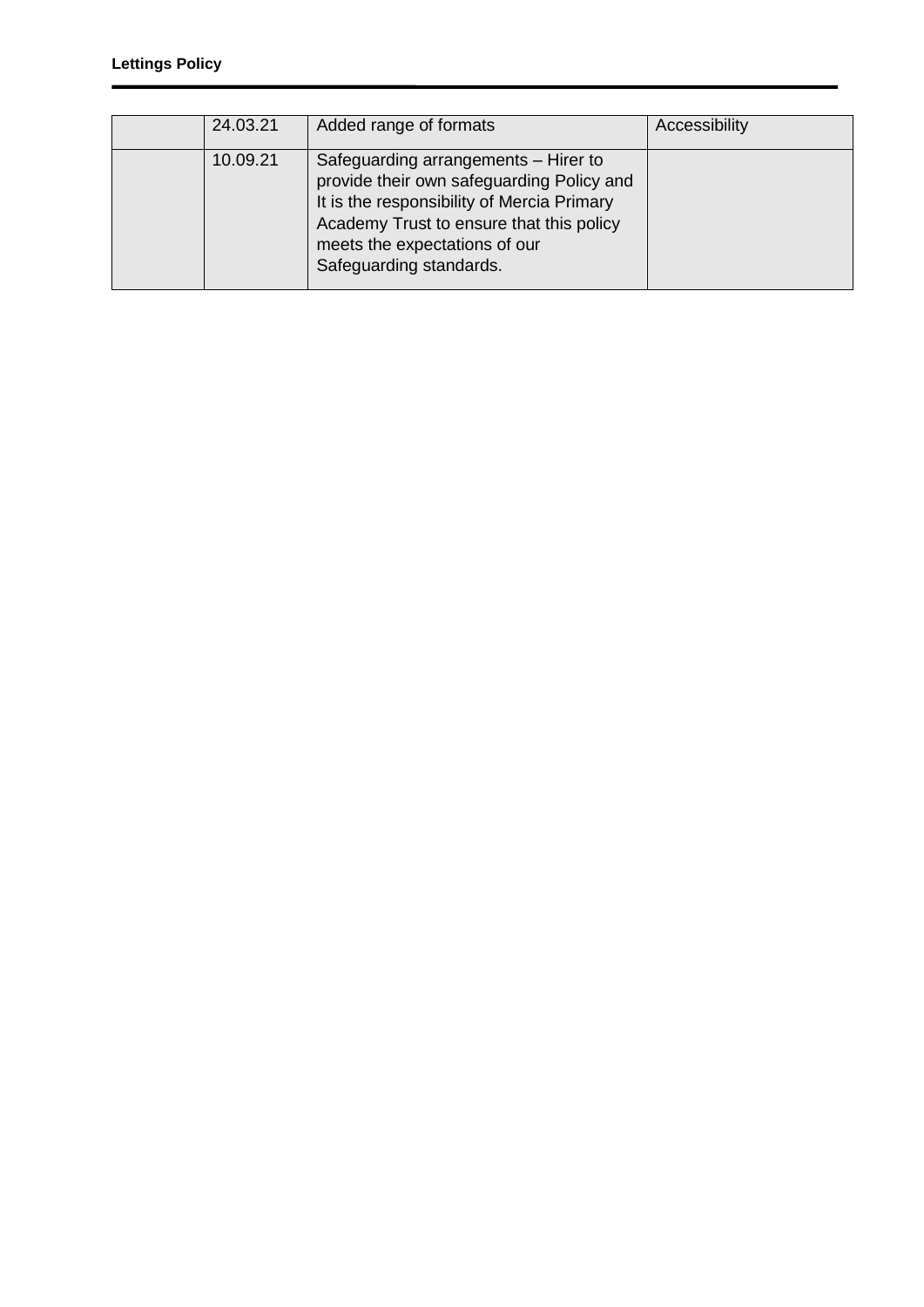| | | | |
|---|---|---|---|
| | 24.03.21 | Added range of formats | Accessibility |
| | 10.09.21 | Safeguarding arrangements – Hirer to provide their own safeguarding Policy and It is the responsibility of Mercia Primary Academy Trust to ensure that this policy meets the expectations of our Safeguarding standards. | |